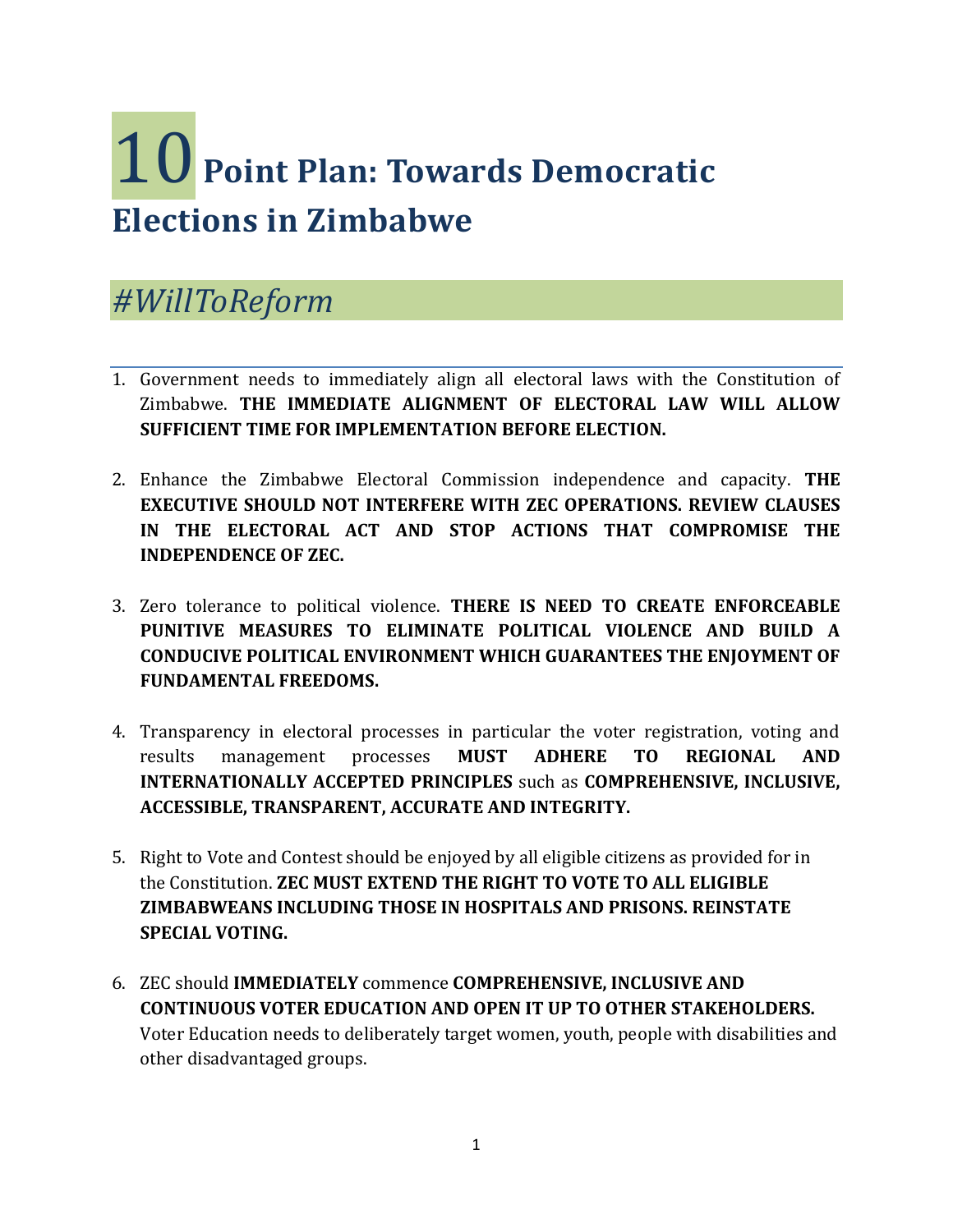# 10 Point Plan: Towards Democratic Elections in Zimbabwe

## *#WillToReform*

1. Government needs to immediately align all electoral laws with the Constitution of Zimbabwe. **THE IMMEDIATE ALIGNMENT OF ELECTORAL LAW WILL ALLOW SUFFICIENT TIME FOR IMPLEMENTATION BEFORE ELECTION.**

2. Enhance the Zimbabwe Electoral Commission independence and capacity. **THE EXECUTIVE SHOULD NOT INTERFERE WITH ZEC OPERATIONS. REVIEW CLAUSES IN THE ELECTORAL ACT AND STOP ACTIONS THAT COMPROMISE THE INDEPENDENCE OF ZEC.**

3. Zero tolerance to political violence. **THERE IS NEED TO CREATE ENFORCEABLE PUNITIVE MEASURES TO ELIMINATE POLITICAL VIOLENCE AND BUILD A CONDUCIVE POLITICAL ENVIRONMENT WHICH GUARANTEES THE ENJOYMENT OF FUNDAMENTAL FREEDOMS.**

4. Transparency in electoral processes in particular the voter registration, voting and results management processes **MUST ADHERE TO REGIONAL AND INTERNATIONALLY ACCEPTED PRINCIPLES** such as **COMPREHENSIVE, INCLUSIVE, ACCESSIBLE, TRANSPARENT, ACCURATE AND INTEGRITY.**

5. Right to Vote and Contest should be enjoyed by all eligible citizens as provided for in the Constitution. **ZEC MUST EXTEND THE RIGHT TO VOTE TO ALL ELIGIBLE ZIMBABWEANS INCLUDING THOSE IN HOSPITALS AND PRISONS. REINSTATE SPECIAL VOTING.**

6. ZEC should **IMMEDIATELY** commence **COMPREHENSIVE, INCLUSIVE AND CONTINUOUS VOTER EDUCATION AND OPEN IT UP TO OTHER STAKEHOLDERS.** Voter Education needs to deliberately target women, youth, people with disabilities and other disadvantaged groups.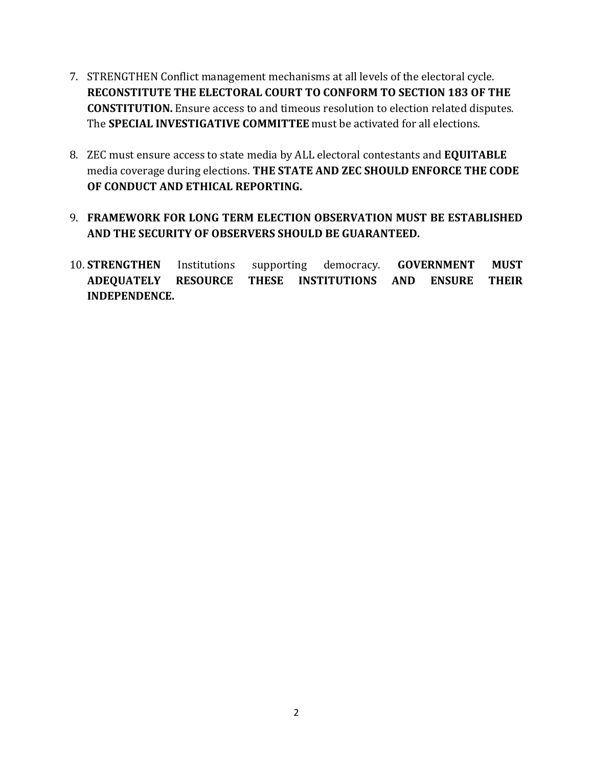7. STRENGTHEN Conflict management mechanisms at all levels of the electoral cycle. **RECONSTITUTE THE ELECTORAL COURT TO CONFORM TO SECTION 183 OF THE CONSTITUTION.** Ensure access to and timeous resolution to election related disputes. The **SPECIAL INVESTIGATIVE COMMITTEE** must be activated for all elections.

8. ZEC must ensure access to state media by ALL electoral contestants and **EQUITABLE** media coverage during elections. **THE STATE AND ZEC SHOULD ENFORCE THE CODE OF CONDUCT AND ETHICAL REPORTING.**

9. **FRAMEWORK FOR LONG TERM ELECTION OBSERVATION MUST BE ESTABLISHED AND THE SECURITY OF OBSERVERS SHOULD BE GUARANTEED.**

10. **STRENGTHEN** Institutions supporting democracy. **GOVERNMENT MUST ADEQUATELY RESOURCE THESE INSTITUTIONS AND ENSURE THEIR INDEPENDENCE.**